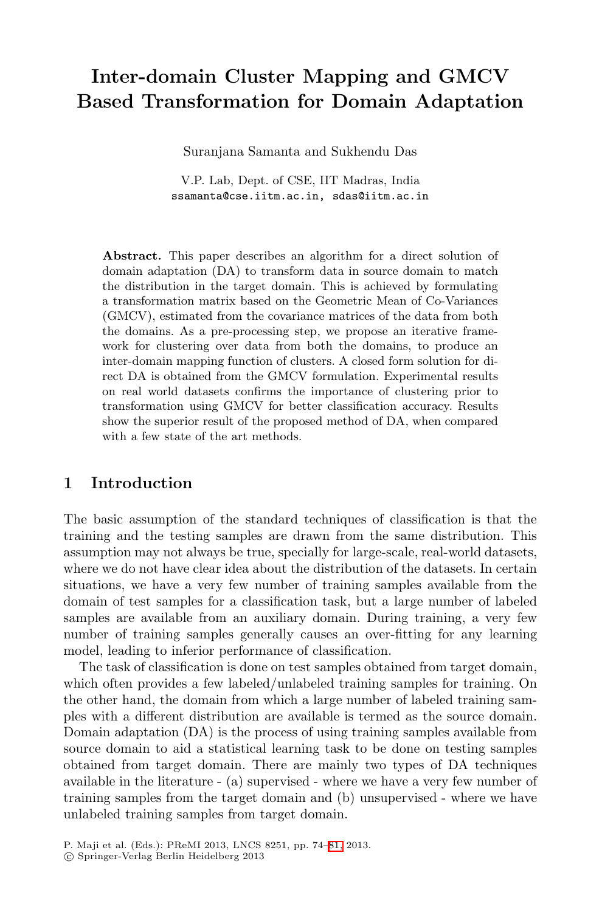# Inter-domain Cluster Mapping and GMCV Based Transformation for Domain Adaptation

Suranjana Samanta and Sukhendu Das

V.P. Lab, Dept. of CSE, IIT Madras, India
ssamanta@cse.iitm.ac.in, sdas@iitm.ac.in

**Abstract.** This paper describes an algorithm for a direct solution of domain adaptation (DA) to transform data in source domain to match the distribution in the target domain. This is achieved by formulating a transformation matrix based on the Geometric Mean of Co-Variances (GMCV), estimated from the covariance matrices of the data from both the domains. As a pre-processing step, we propose an iterative framework for clustering over data from both the domains, to produce an inter-domain mapping function of clusters. A closed form solution for direct DA is obtained from the GMCV formulation. Experimental results on real world datasets confirms the importance of clustering prior to transformation using GMCV for better classification accuracy. Results show the superior result of the proposed method of DA, when compared with a few state of the art methods.

## 1 Introduction

The basic assumption of the standard techniques of classification is that the training and the testing samples are drawn from the same distribution. This assumption may not always be true, specially for large-scale, real-world datasets, where we do not have clear idea about the distribution of the datasets. In certain situations, we have a very few number of training samples available from the domain of test samples for a classification task, but a large number of labeled samples are available from an auxiliary domain. During training, a very few number of training samples generally causes an over-fitting for any learning model, leading to inferior performance of classification.

The task of classification is done on test samples obtained from target domain, which often provides a few labeled/unlabeled training samples for training. On the other hand, the domain from which a large number of labeled training samples with a different distribution are available is termed as the source domain. Domain adaptation (DA) is the process of using training samples available from source domain to aid a statistical learning task to be done on testing samples obtained from target domain. There are mainly two types of DA techniques available in the literature - (a) supervised - where we have a very few number of training samples from the target domain and (b) unsupervised - where we have unlabeled training samples from target domain.

P. Maji et al. (Eds.): PReMI 2013, LNCS 8251, pp. 74–81, 2013.
© Springer-Verlag Berlin Heidelberg 2013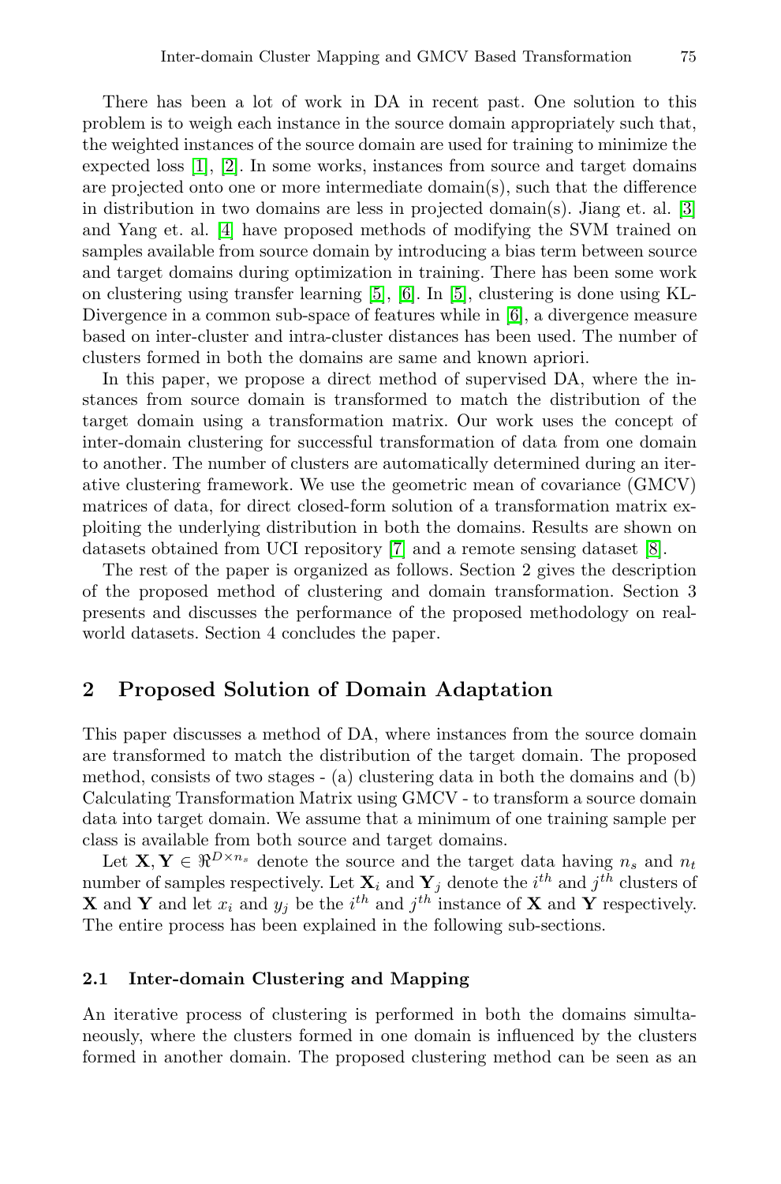There has been a lot of work in DA in recent past. One solution to this problem is to weigh each instance in the source domain appropriately such that, the weighted instances of the source domain are used for training to minimize the expected loss [1], [2]. In some works, instances from source and target domains are projected onto one or more intermediate domain(s), such that the difference in distribution in two domains are less in projected domain(s). Jiang et. al. [3] and Yang et. al. [4] have proposed methods of modifying the SVM trained on samples available from source domain by introducing a bias term between source and target domains during optimization in training. There has been some work on clustering using transfer learning [5], [6]. In [5], clustering is done using KL-Divergence in a common sub-space of features while in [6], a divergence measure based on inter-cluster and intra-cluster distances has been used. The number of clusters formed in both the domains are same and known apriori.

In this paper, we propose a direct method of supervised DA, where the instances from source domain is transformed to match the distribution of the target domain using a transformation matrix. Our work uses the concept of inter-domain clustering for successful transformation of data from one domain to another. The number of clusters are automatically determined during an iterative clustering framework. We use the geometric mean of covariance (GMCV) matrices of data, for direct closed-form solution of a transformation matrix exploiting the underlying distribution in both the domains. Results are shown on datasets obtained from UCI repository [7] and a remote sensing dataset [8].

The rest of the paper is organized as follows. Section 2 gives the description of the proposed method of clustering and domain transformation. Section 3 presents and discusses the performance of the proposed methodology on real-world datasets. Section 4 concludes the paper.

## 2 Proposed Solution of Domain Adaptation

This paper discusses a method of DA, where instances from the source domain are transformed to match the distribution of the target domain. The proposed method, consists of two stages - (a) clustering data in both the domains and (b) Calculating Transformation Matrix using GMCV - to transform a source domain data into target domain. We assume that a minimum of one training sample per class is available from both source and target domains.

Let $\mathbf{X}, \mathbf{Y} \in \Re^{D \times n_s}$ denote the source and the target data having $n_s$ and $n_t$ number of samples respectively. Let $\mathbf{X}_i$ and $\mathbf{Y}_j$ denote the $i^{th}$ and $j^{th}$ clusters of $\mathbf{X}$ and $\mathbf{Y}$ and let $x_i$ and $y_j$ be the $i^{th}$ and $j^{th}$ instance of $\mathbf{X}$ and $\mathbf{Y}$ respectively. The entire process has been explained in the following sub-sections.

### 2.1 Inter-domain Clustering and Mapping

An iterative process of clustering is performed in both the domains simultaneously, where the clusters formed in one domain is influenced by the clusters formed in another domain. The proposed clustering method can be seen as an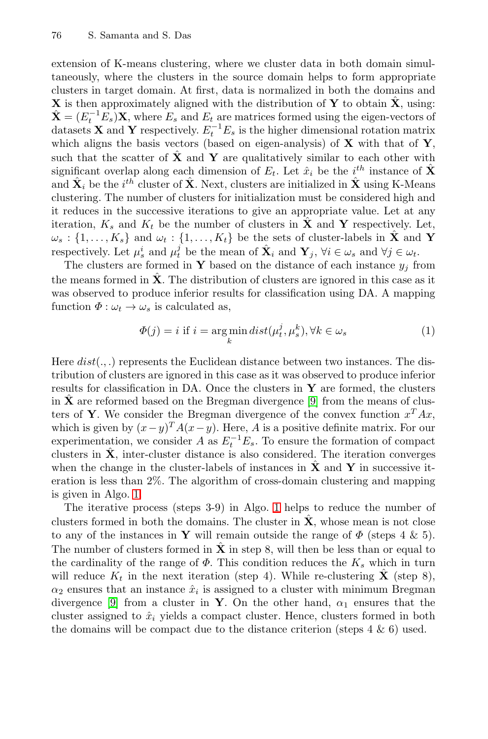extension of K-means clustering, where we cluster data in both domain simultaneously, where the clusters in the source domain helps to form appropriate clusters in target domain. At first, data is normalized in both the domains and $\mathbf{X}$ is then approximately aligned with the distribution of $\mathbf{Y}$ to obtain $\hat{\mathbf{X}}$, using: $\hat{\mathbf{X}} = (E_t^{-1}E_s)\mathbf{X}$, where $E_s$ and $E_t$ are matrices formed using the eigen-vectors of datasets $\mathbf{X}$ and $\mathbf{Y}$ respectively. $E_t^{-1}E_s$ is the higher dimensional rotation matrix which aligns the basis vectors (based on eigen-analysis) of $\mathbf{X}$ with that of $\mathbf{Y}$, such that the scatter of $\hat{\mathbf{X}}$ and $\mathbf{Y}$ are qualitatively similar to each other with significant overlap along each dimension of $E_t$. Let $\hat{x}_i$ be the $i^{th}$ instance of $\hat{\mathbf{X}}$ and $\hat{\mathbf{X}}_i$ be the $i^{th}$ cluster of $\hat{\mathbf{X}}$. Next, clusters are initialized in $\hat{\mathbf{X}}$ using K-Means clustering. The number of clusters for initialization must be considered high and it reduces in the successive iterations to give an appropriate value. Let at any iteration, $K_s$ and $K_t$ be the number of clusters in $\hat{\mathbf{X}}$ and $\mathbf{Y}$ respectively. Let, $\omega_s : \{1, \dots, K_s\}$ and $\omega_t : \{1, \dots, K_t\}$ be the sets of cluster-labels in $\hat{\mathbf{X}}$ and $\mathbf{Y}$ respectively. Let $\mu_s^i$ and $\mu_t^j$ be the mean of $\hat{\mathbf{X}}_i$ and $\mathbf{Y}_j$, $\forall i \in \omega_s$ and $\forall j \in \omega_t$.

The clusters are formed in $\mathbf{Y}$ based on the distance of each instance $y_j$ from the means formed in $\hat{\mathbf{X}}$. The distribution of clusters are ignored in this case as it was observed to produce inferior results for classification using DA. A mapping function $\Phi : \omega_t \rightarrow \omega_s$ is calculated as,

$$\Phi(j) = i \text{ if } i = \arg\min_k dist(\mu_t^j, \mu_s^k), \forall k \in \omega_s \tag{1}$$

Here $dist(.,.)$ represents the Euclidean distance between two instances. The distribution of clusters are ignored in this case as it was observed to produce inferior results for classification in DA. Once the clusters in $\mathbf{Y}$ are formed, the clusters in $\hat{\mathbf{X}}$ are reformed based on the Bregman divergence [9] from the means of clusters of $\mathbf{Y}$. We consider the Bregman divergence of the convex function $x^T Ax$, which is given by $(x-y)^T A(x-y)$. Here, $A$ is a positive definite matrix. For our experimentation, we consider $A$ as $E_t^{-1}E_s$. To ensure the formation of compact clusters in $\hat{\mathbf{X}}$, inter-cluster distance is also considered. The iteration converges when the change in the cluster-labels of instances in $\hat{\mathbf{X}}$ and $\mathbf{Y}$ in successive iteration is less than 2%. The algorithm of cross-domain clustering and mapping is given in Algo. 1.

The iterative process (steps 3-9) in Algo. 1 helps to reduce the number of clusters formed in both the domains. The cluster in $\hat{\mathbf{X}}$, whose mean is not close to any of the instances in $\mathbf{Y}$ will remain outside the range of $\Phi$ (steps 4 & 5). The number of clusters formed in $\hat{\mathbf{X}}$ in step 8, will then be less than or equal to the cardinality of the range of $\Phi$. This condition reduces the $K_s$ which in turn will reduce $K_t$ in the next iteration (step 4). While re-clustering $\hat{\mathbf{X}}$ (step 8), $\alpha_2$ ensures that an instance $\hat{x}_i$ is assigned to a cluster with minimum Bregman divergence [9] from a cluster in $\mathbf{Y}$. On the other hand, $\alpha_1$ ensures that the cluster assigned to $\hat{x}_i$ yields a compact cluster. Hence, clusters formed in both the domains will be compact due to the distance criterion (steps 4 & 6) used.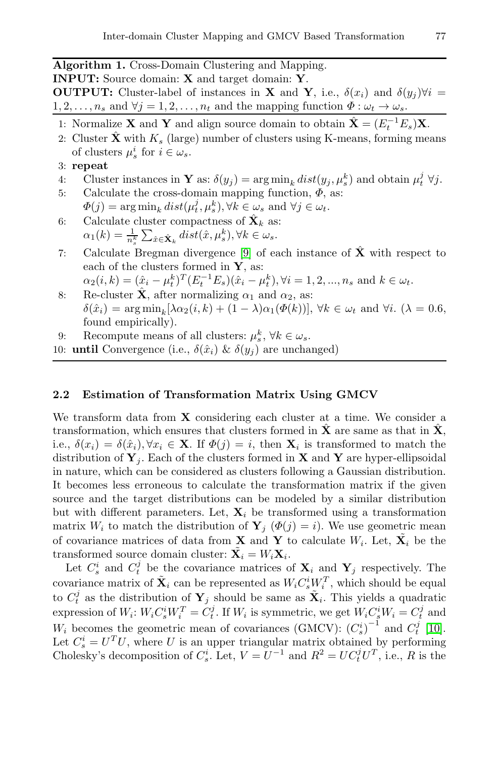**Algorithm 1.** Cross-Domain Clustering and Mapping.

**INPUT:** Source domain: $\mathbf{X}$ and target domain: $\mathbf{Y}$.

**OUTPUT:** Cluster-label of instances in $\mathbf{X}$ and $\mathbf{Y}$, i.e., $\delta(x_i)$ and $\delta(y_j) \forall i = 1, 2, \ldots, n_s$ and $\forall j = 1, 2, \ldots, n_t$ and the mapping function $\Phi : \omega_t \rightarrow \omega_s$.

1: Normalize $\mathbf{X}$ and $\mathbf{Y}$ and align source domain to obtain $\hat{\mathbf{X}} = (E_t^{-1} E_s)\mathbf{X}$.

2: Cluster $\hat{\mathbf{X}}$ with $K_s$ (large) number of clusters using K-means, forming means of clusters $\mu_s^i$ for $i \in \omega_s$.

3: **repeat**

4: Cluster instances in $\mathbf{Y}$ as: $\delta(y_j) = \arg\min_k dist(y_j, \mu_s^k)$ and obtain $\mu_t^j \; \forall j$.

5: Calculate the cross-domain mapping function, $\Phi$, as: $\Phi(j) = \arg\min_k dist(\mu_t^j, \mu_s^k), \forall k \in \omega_s$ and $\forall j \in \omega_t$.

6: Calculate cluster compactness of $\hat{\mathbf{X}}_k$ as: $\alpha_1(k) = \frac{1}{n_s^k} \sum_{\hat{x} \in \hat{\mathbf{X}}_k} dist(\hat{x}, \mu_s^k), \forall k \in \omega_s$.

7: Calculate Bregman divergence [9] of each instance of $\hat{\mathbf{X}}$ with respect to each of the clusters formed in $\mathbf{Y}$, as: $\alpha_2(i, k) = (\hat{x}_i - \mu_t^k)^T (E_t^{-1} E_s)(\hat{x}_i - \mu_t^k), \forall i = 1, 2, ..., n_s$ and $k \in \omega_t$.

8: Re-cluster $\hat{\mathbf{X}}$, after normalizing $\alpha_1$ and $\alpha_2$, as: $\delta(\hat{x}_i) = \arg\min_k [\lambda \alpha_2(i, k) + (1 - \lambda)\alpha_1(\Phi(k))]$, $\forall k \in \omega_t$ and $\forall i$. ($\lambda = 0.6$, found empirically).

9: Recompute means of all clusters: $\mu_s^k$, $\forall k \in \omega_s$.

10: **until** Convergence (i.e., $\delta(\hat{x}_i)$ & $\delta(y_j)$ are unchanged)

### 2.2 Estimation of Transformation Matrix Using GMCV

We transform data from $\mathbf{X}$ considering each cluster at a time. We consider a transformation, which ensures that clusters formed in $\hat{\mathbf{X}}$ are same as that in $\hat{\mathbf{X}}$, i.e., $\delta(x_i) = \delta(\hat{x}_i), \forall x_i \in \mathbf{X}$. If $\Phi(j) = i$, then $\mathbf{X}_i$ is transformed to match the distribution of $\mathbf{Y}_j$. Each of the clusters formed in $\mathbf{X}$ and $\mathbf{Y}$ are hyper-ellipsoidal in nature, which can be considered as clusters following a Gaussian distribution. It becomes less erroneous to calculate the transformation matrix if the given source and the target distributions can be modeled by a similar distribution but with different parameters. Let, $\mathbf{X}_i$ be transformed using a transformation matrix $W_i$ to match the distribution of $\mathbf{Y}_j$ ($\Phi(j) = i$). We use geometric mean of covariance matrices of data from $\mathbf{X}$ and $\mathbf{Y}$ to calculate $W_i$. Let, $\tilde{\mathbf{X}}_i$ be the transformed source domain cluster: $\tilde{\mathbf{X}}_i = W_i \mathbf{X}_i$.

Let $C_s^i$ and $C_t^j$ be the covariance matrices of $\mathbf{X}_i$ and $\mathbf{Y}_j$ respectively. The covariance matrix of $\tilde{\mathbf{X}}_i$ can be represented as $W_i C_s^i W_i^T$, which should be equal to $C_t^j$ as the distribution of $\mathbf{Y}_j$ should be same as $\tilde{\mathbf{X}}_i$. This yields a quadratic expression of $W_i$: $W_i C_s^i W_i^T = C_t^j$. If $W_i$ is symmetric, we get $W_i C_s^i W_i = C_t^j$ and $W_i$ becomes the geometric mean of covariances (GMCV): $(C_s^i)^{-1}$ and $C_t^j$ [10]. Let $C_s^i = U^T U$, where $U$ is an upper triangular matrix obtained by performing Cholesky's decomposition of $C_s^i$. Let, $V = U^{-1}$ and $R^2 = U C_t^j U^T$, i.e., $R$ is the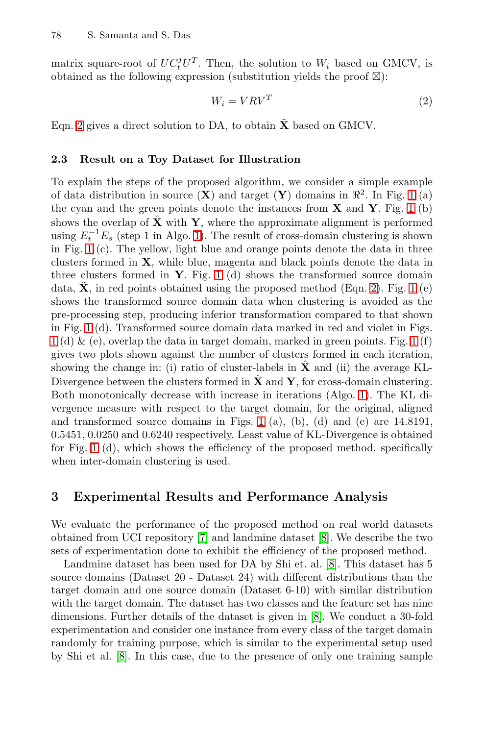matrix square-root of $UC_t^j U^T$. Then, the solution to $W_i$ based on GMCV, is obtained as the following expression (substitution yields the proof ⊠):

$$W_i = VRV^T \tag{2}$$

Eqn. 2 gives a direct solution to DA, to obtain $\tilde{\mathbf{X}}$ based on GMCV.

### 2.3 Result on a Toy Dataset for Illustration

To explain the steps of the proposed algorithm, we consider a simple example of data distribution in source ($\mathbf{X}$) and target ($\mathbf{Y}$) domains in $\Re^2$. In Fig. 1 (a) the cyan and the green points denote the instances from $\mathbf{X}$ and $\mathbf{Y}$. Fig. 1 (b) shows the overlap of $\hat{\mathbf{X}}$ with $\mathbf{Y}$, where the approximate alignment is performed using $E_t^{-1}E_s$ (step 1 in Algo. 1). The result of cross-domain clustering is shown in Fig. 1 (c). The yellow, light blue and orange points denote the data in three clusters formed in $\mathbf{X}$, while blue, magenta and black points denote the data in three clusters formed in $\mathbf{Y}$. Fig. 1 (d) shows the transformed source domain data, $\tilde{\mathbf{X}}$, in red points obtained using the proposed method (Eqn. 2). Fig. 1 (e) shows the transformed source domain data when clustering is avoided as the pre-processing step, producing inferior transformation compared to that shown in Fig. 1 (d). Transformed source domain data marked in red and violet in Figs. 1 (d) & (e), overlap the data in target domain, marked in green points. Fig. 1 (f) gives two plots shown against the number of clusters formed in each iteration, showing the change in: (i) ratio of cluster-labels in $\hat{\mathbf{X}}$ and (ii) the average KL-Divergence between the clusters formed in $\hat{\mathbf{X}}$ and $\mathbf{Y}$, for cross-domain clustering. Both monotonically decrease with increase in iterations (Algo. 1). The KL divergence measure with respect to the target domain, for the original, aligned and transformed source domains in Figs. 1 (a), (b), (d) and (e) are 14.8191, 0.5451, 0.0250 and 0.6240 respectively. Least value of KL-Divergence is obtained for Fig. 1 (d), which shows the efficiency of the proposed method, specifically when inter-domain clustering is used.

## 3 Experimental Results and Performance Analysis

We evaluate the performance of the proposed method on real world datasets obtained from UCI repository [7] and landmine dataset [8]. We describe the two sets of experimentation done to exhibit the efficiency of the proposed method.

Landmine dataset has been used for DA by Shi et. al. [8]. This dataset has 5 source domains (Dataset 20 - Dataset 24) with different distributions than the target domain and one source domain (Dataset 6-10) with similar distribution with the target domain. The dataset has two classes and the feature set has nine dimensions. Further details of the dataset is given in [8]. We conduct a 30-fold experimentation and consider one instance from every class of the target domain randomly for training purpose, which is similar to the experimental setup used by Shi et al. [8]. In this case, due to the presence of only one training sample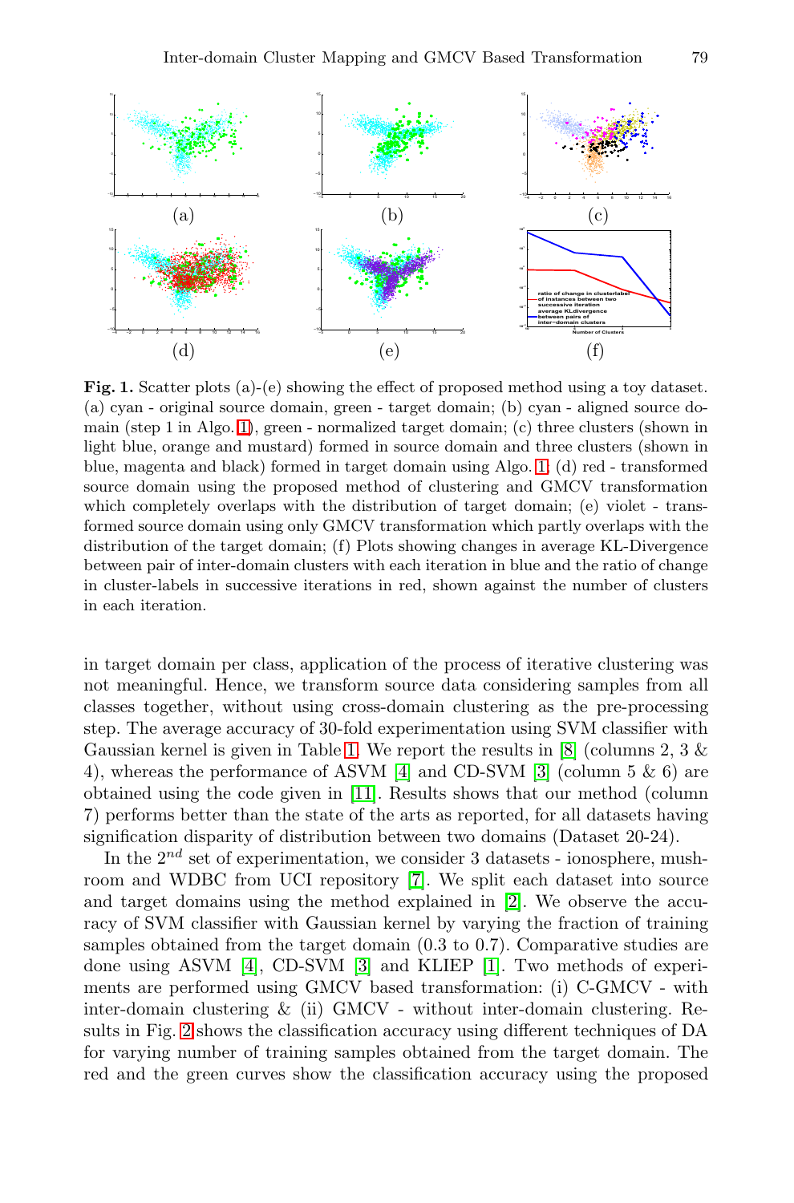**Fig. 1.** Scatter plots (a)-(e) showing the effect of proposed method using a toy dataset. (a) cyan - original source domain, green - target domain; (b) cyan - aligned source domain (step 1 in Algo. 1), green - normalized target domain; (c) three clusters (shown in light blue, orange and mustard) formed in source domain and three clusters (shown in blue, magenta and black) formed in target domain using Algo. 1; (d) red - transformed source domain using the proposed method of clustering and GMCV transformation which completely overlaps with the distribution of target domain; (e) violet - transformed source domain using only GMCV transformation which partly overlaps with the distribution of the target domain; (f) Plots showing changes in average KL-Divergence between pair of inter-domain clusters with each iteration in blue and the ratio of change in cluster-labels in successive iterations in red, shown against the number of clusters in each iteration.

in target domain per class, application of the process of iterative clustering was not meaningful. Hence, we transform source data considering samples from all classes together, without using cross-domain clustering as the pre-processing step. The average accuracy of 30-fold experimentation using SVM classifier with Gaussian kernel is given in Table 1. We report the results in [8] (columns 2, 3 & 4), whereas the performance of ASVM [4] and CD-SVM [3] (column 5 & 6) are obtained using the code given in [11]. Results shows that our method (column 7) performs better than the state of the arts as reported, for all datasets having signification disparity of distribution between two domains (Dataset 20-24).

In the $2^{nd}$ set of experimentation, we consider 3 datasets - ionosphere, mushroom and WDBC from UCI repository [7]. We split each dataset into source and target domains using the method explained in [2]. We observe the accuracy of SVM classifier with Gaussian kernel by varying the fraction of training samples obtained from the target domain (0.3 to 0.7). Comparative studies are done using ASVM [4], CD-SVM [3] and KLIEP [1]. Two methods of experiments are performed using GMCV based transformation: (i) C-GMCV - with inter-domain clustering & (ii) GMCV - without inter-domain clustering. Results in Fig. 2 shows the classification accuracy using different techniques of DA for varying number of training samples obtained from the target domain. The red and the green curves show the classification accuracy using the proposed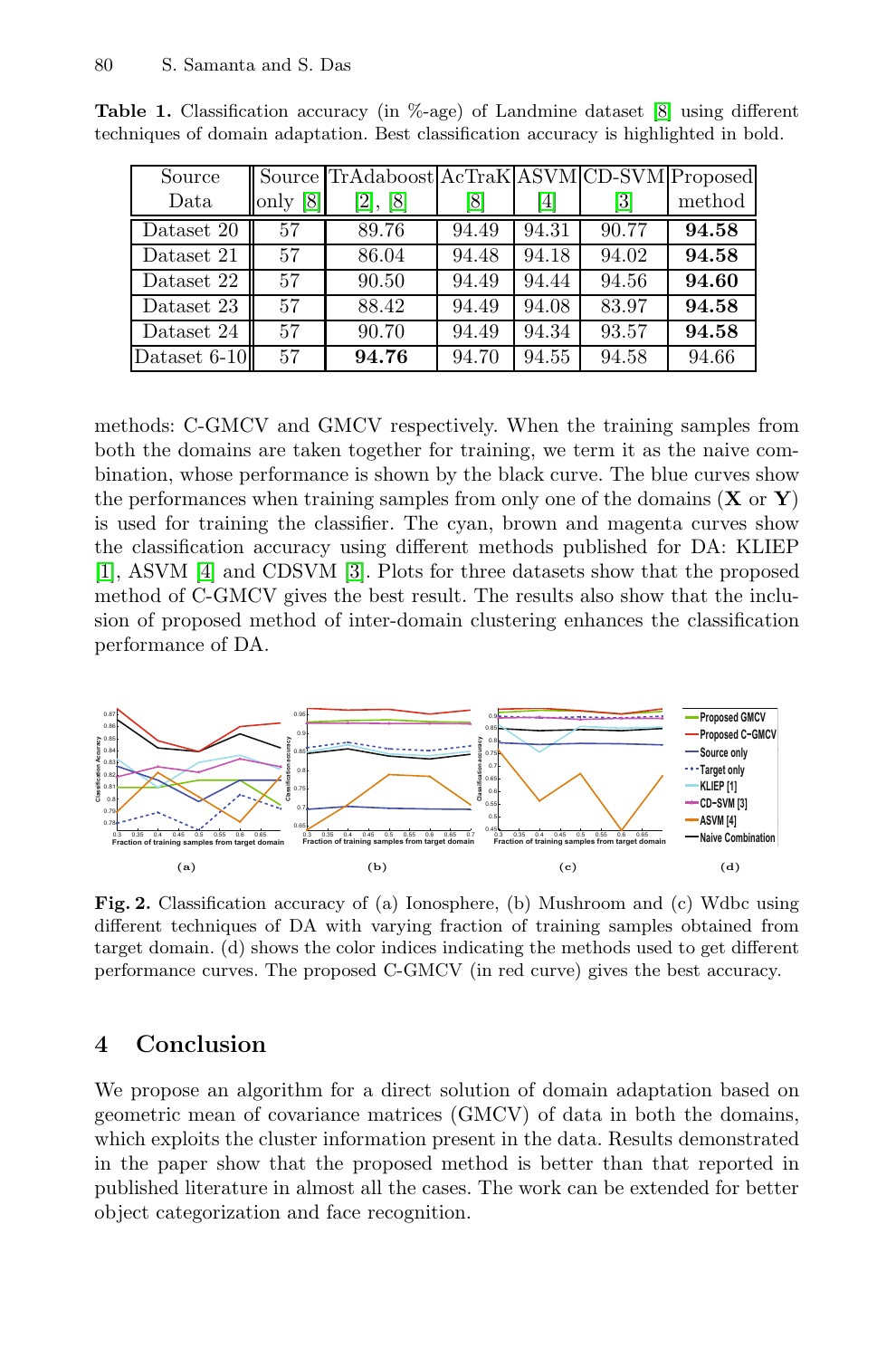**Table 1.** Classification accuracy (in %-age) of Landmine dataset [8] using different techniques of domain adaptation. Best classification accuracy is highlighted in bold.

| Source Data | Source only [8] | TrAdaboost [2], [8] | AcTraK [8] | ASVM [4] | CD-SVM [3] | Proposed method |
|---|---|---|---|---|---|---|
| Dataset 20 | 57 | 89.76 | 94.49 | 94.31 | 90.77 | **94.58** |
| Dataset 21 | 57 | 86.04 | 94.48 | 94.18 | 94.02 | **94.58** |
| Dataset 22 | 57 | 90.50 | 94.49 | 94.44 | 94.56 | **94.60** |
| Dataset 23 | 57 | 88.42 | 94.49 | 94.08 | 83.97 | **94.58** |
| Dataset 24 | 57 | 90.70 | 94.49 | 94.34 | 93.57 | **94.58** |
| Dataset 6-10 | 57 | **94.76** | 94.70 | 94.55 | 94.58 | 94.66 |

methods: C-GMCV and GMCV respectively. When the training samples from both the domains are taken together for training, we term it as the naive combination, whose performance is shown by the black curve. The blue curves show the performances when training samples from only one of the domains (**X** or **Y**) is used for training the classifier. The cyan, brown and magenta curves show the classification accuracy using different methods published for DA: KLIEP [1], ASVM [4] and CDSVM [3]. Plots for three datasets show that the proposed method of C-GMCV gives the best result. The results also show that the inclusion of proposed method of inter-domain clustering enhances the classification performance of DA.

**Fig. 2.** Classification accuracy of (a) Ionosphere, (b) Mushroom and (c) Wdbc using different techniques of DA with varying fraction of training samples obtained from target domain. (d) shows the color indices indicating the methods used to get different performance curves. The proposed C-GMCV (in red curve) gives the best accuracy.

## 4 Conclusion

We propose an algorithm for a direct solution of domain adaptation based on geometric mean of covariance matrices (GMCV) of data in both the domains, which exploits the cluster information present in the data. Results demonstrated in the paper show that the proposed method is better than that reported in published literature in almost all the cases. The work can be extended for better object categorization and face recognition.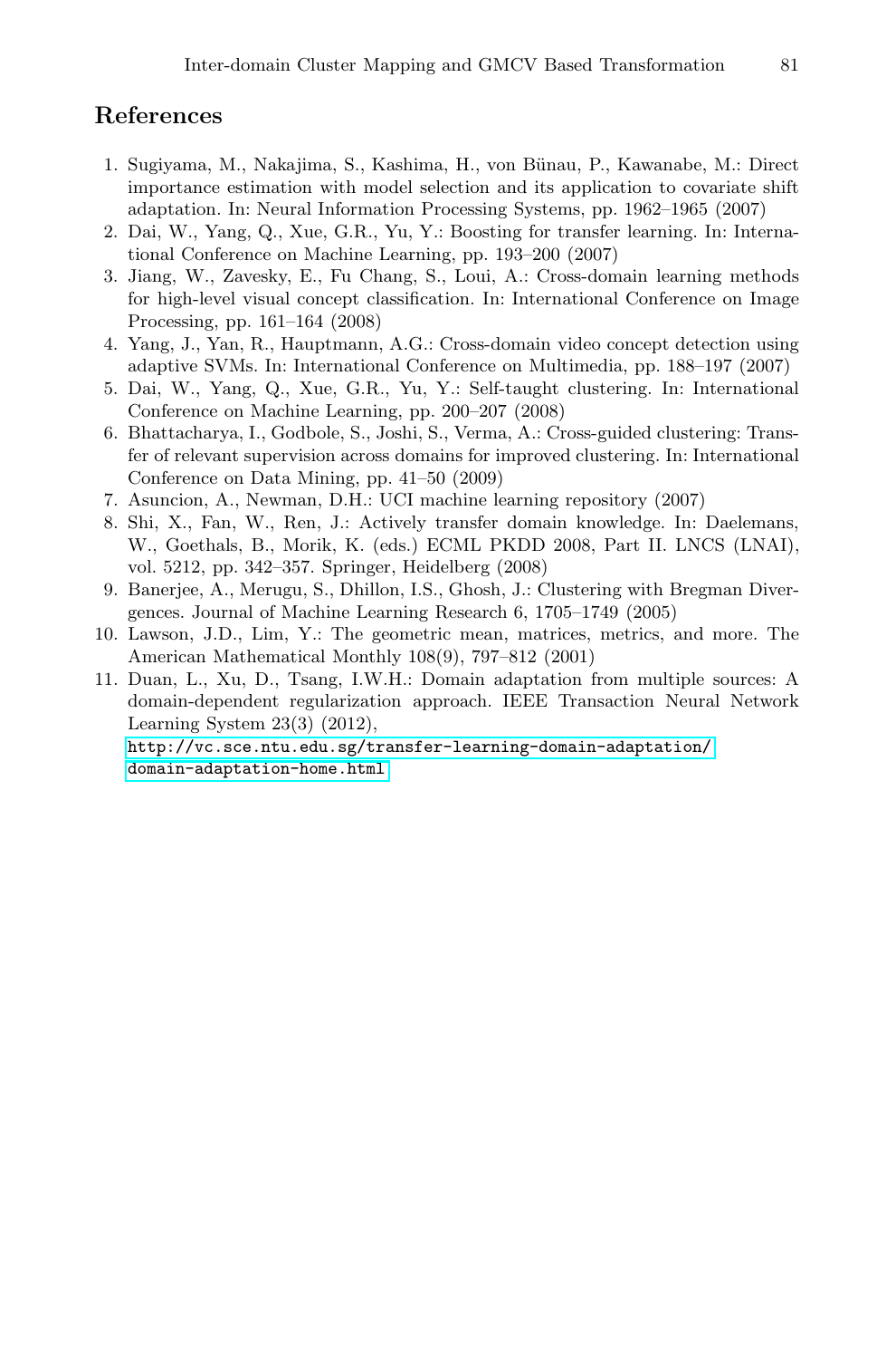## References

1. Sugiyama, M., Nakajima, S., Kashima, H., von Bünau, P., Kawanabe, M.: Direct importance estimation with model selection and its application to covariate shift adaptation. In: Neural Information Processing Systems, pp. 1962–1965 (2007)
2. Dai, W., Yang, Q., Xue, G.R., Yu, Y.: Boosting for transfer learning. In: International Conference on Machine Learning, pp. 193–200 (2007)
3. Jiang, W., Zavesky, E., Fu Chang, S., Loui, A.: Cross-domain learning methods for high-level visual concept classification. In: International Conference on Image Processing, pp. 161–164 (2008)
4. Yang, J., Yan, R., Hauptmann, A.G.: Cross-domain video concept detection using adaptive SVMs. In: International Conference on Multimedia, pp. 188–197 (2007)
5. Dai, W., Yang, Q., Xue, G.R., Yu, Y.: Self-taught clustering. In: International Conference on Machine Learning, pp. 200–207 (2008)
6. Bhattacharya, I., Godbole, S., Joshi, S., Verma, A.: Cross-guided clustering: Transfer of relevant supervision across domains for improved clustering. In: International Conference on Data Mining, pp. 41–50 (2009)
7. Asuncion, A., Newman, D.H.: UCI machine learning repository (2007)
8. Shi, X., Fan, W., Ren, J.: Actively transfer domain knowledge. In: Daelemans, W., Goethals, B., Morik, K. (eds.) ECML PKDD 2008, Part II. LNCS (LNAI), vol. 5212, pp. 342–357. Springer, Heidelberg (2008)
9. Banerjee, A., Merugu, S., Dhillon, I.S., Ghosh, J.: Clustering with Bregman Divergences. Journal of Machine Learning Research 6, 1705–1749 (2005)
10. Lawson, J.D., Lim, Y.: The geometric mean, matrices, metrics, and more. The American Mathematical Monthly 108(9), 797–812 (2001)
11. Duan, L., Xu, D., Tsang, I.W.H.: Domain adaptation from multiple sources: A domain-dependent regularization approach. IEEE Transaction Neural Network Learning System 23(3) (2012), http://vc.sce.ntu.edu.sg/transfer-learning-domain-adaptation/domain-adaptation-home.html